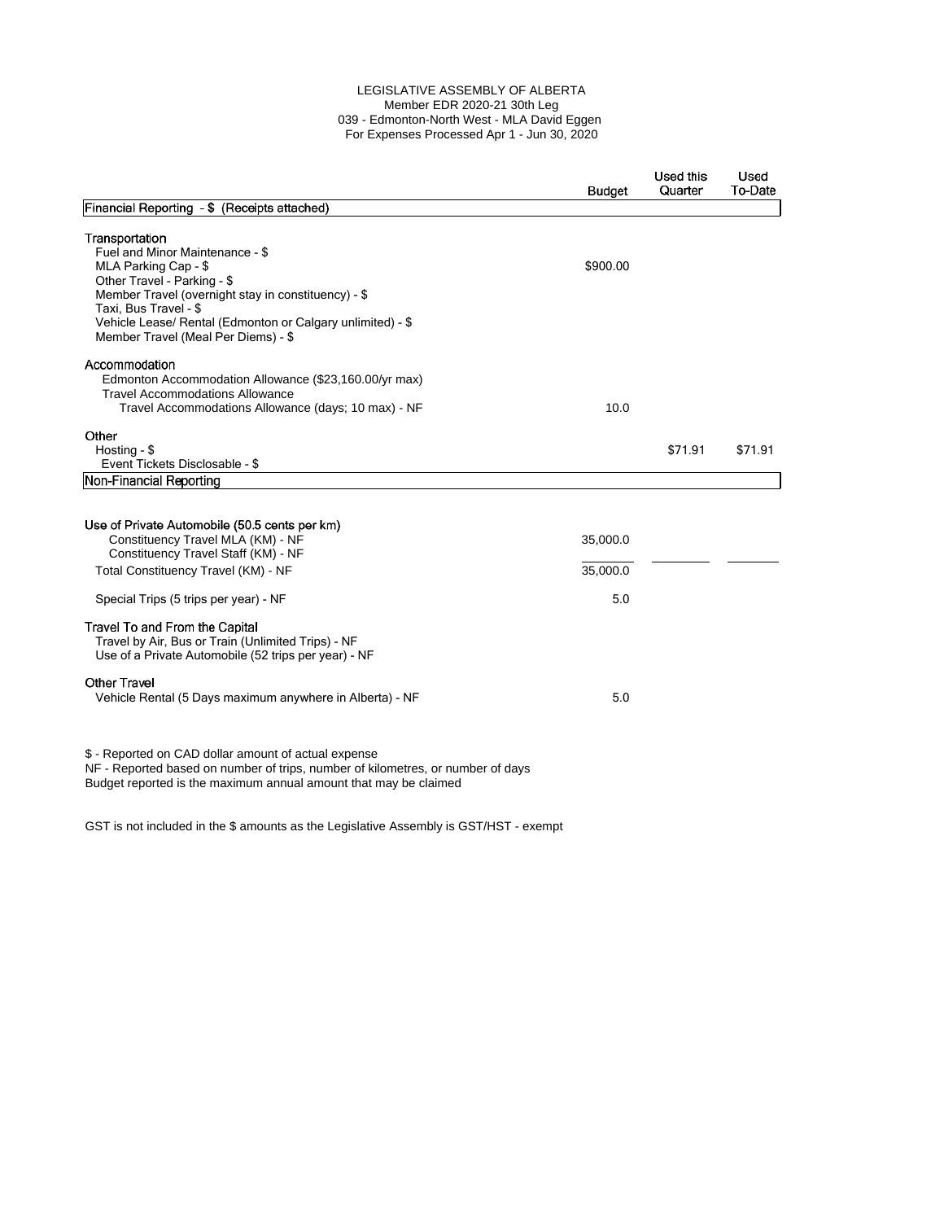LEGISLATIVE ASSEMBLY OF ALBERTA
Member EDR 2020-21 30th Leg
039 - Edmonton-North West - MLA David Eggen
For Expenses Processed Apr 1 - Jun 30, 2020

| | Budget | Used this Quarter | Used To-Date |
|---|---|---|---|
| **Financial Reporting - $ (Receipts attached)** | | | |
| **Transportation** | | | |
| Fuel and Minor Maintenance - $ | | | |
| MLA Parking Cap - $ | $900.00 | | |
| Other Travel - Parking - $ | | | |
| Member Travel (overnight stay in constituency) - $ | | | |
| Taxi, Bus Travel - $ | | | |
| Vehicle Lease/ Rental (Edmonton or Calgary unlimited) - $ | | | |
| Member Travel (Meal Per Diems) - $ | | | |
| **Accommodation** | | | |
| Edmonton Accommodation Allowance ($23,160.00/yr max) | | | |
| Travel Accommodations Allowance | | | |
| Travel Accommodations Allowance (days; 10 max) - NF | 10.0 | | |
| **Other** | | | |
| Hosting - $ | | $71.91 | $71.91 |
| Event Tickets Disclosable - $ | | | |
| **Non-Financial Reporting** | | | |
| **Use of Private Automobile (50.5 cents per km)** | | | |
| Constituency Travel MLA (KM) - NF | 35,000.0 | | |
| Constituency Travel Staff (KM) - NF | | | |
| Total Constituency Travel (KM) - NF | 35,000.0 | | |
| Special Trips (5 trips per year) - NF | 5.0 | | |
| **Travel To and From the Capital** | | | |
| Travel by Air, Bus or Train (Unlimited Trips) - NF | | | |
| Use of a Private Automobile (52 trips per year) - NF | | | |
| **Other Travel** | | | |
| Vehicle Rental (5 Days maximum anywhere in Alberta) - NF | 5.0 | | |

$ - Reported on CAD dollar amount of actual expense
NF - Reported based on number of trips, number of kilometres, or number of days
Budget reported is the maximum annual amount that may be claimed

GST is not included in the $ amounts as the Legislative Assembly is GST/HST - exempt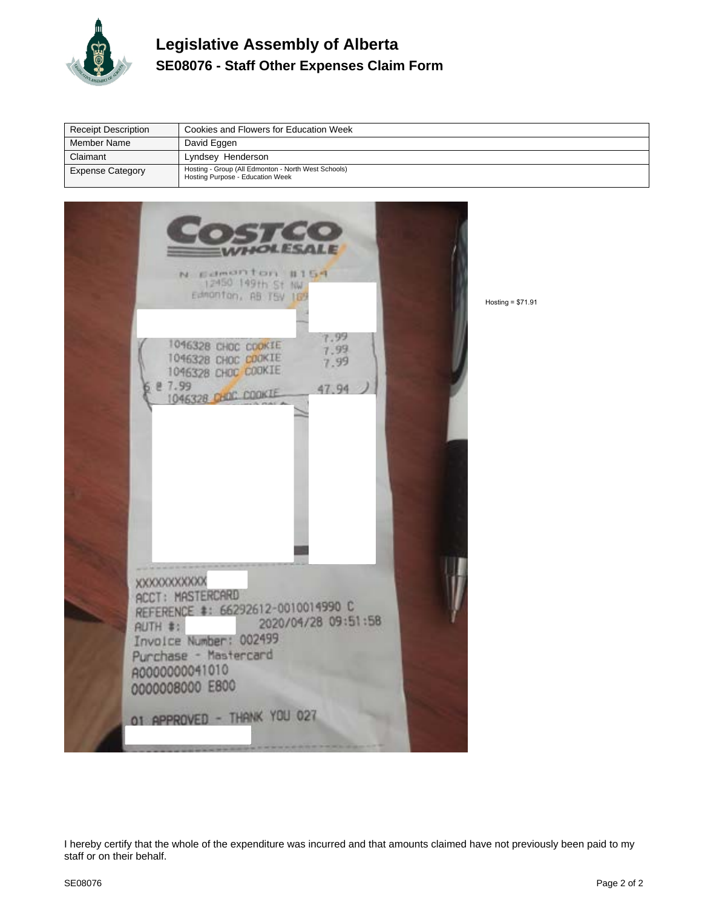# Legislative Assembly of Alberta

## SE08076 - Staff Other Expenses Claim Form

| | |
|---|---|
| Receipt Description | Cookies and Flowers for Education Week |
| Member Name | David Eggen |
| Claimant | Lyndsey Henderson |
| Expense Category | Hosting - Group (All Edmonton - North West Schools) Hosting Purpose - Education Week |

COSTCO WHOLESALE

N Edmonton #154
12450 149th St NW
Edmonton, AB T5V 169

1046328 CHOC COOKIE 7.99
1046328 CHOC COOKIE 7.99
1046328 CHOC COOKIE 7.99
6 @ 7.99
1046328 CHOC COOKIE 47.94

XXXXXXXXXXX
ACCT: MASTERCARD
REFERENCE #: 66292612-0010014990 C
AUTH #: 2020/04/28 09:51:58
Invoice Number: 002499
Purchase - Mastercard
A0000000041010
0000008000 E800

01 APPROVED - THANK YOU 027

Hosting = $71.91

I hereby certify that the whole of the expenditure was incurred and that amounts claimed have not previously been paid to my staff or on their behalf.